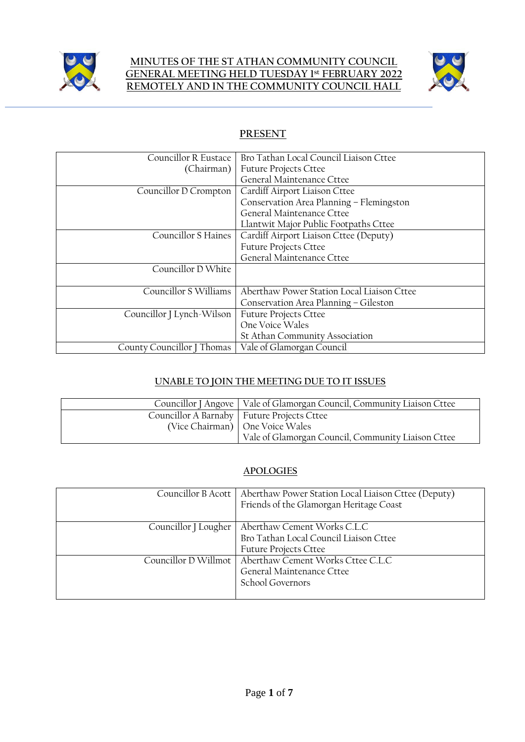# MINUTES OF THE ST ATHAN COMMUNITY COUNCIL GENERAL MEETING HELD TUESDAY 1st FEBRUARY 2022 REMOTELY AND IN THE COMMUNITY COUNCIL HALL

## PRESENT

| | |
|---|---|
| Councillor R Eustace (Chairman) | Bro Tathan Local Council Liaison Cttee<br>Future Projects Cttee<br>General Maintenance Cttee |
| Councillor D Crompton | Cardiff Airport Liaison Cttee<br>Conservation Area Planning – Flemingston<br>General Maintenance Cttee<br>Llantwit Major Public Footpaths Cttee |
| Councillor S Haines | Cardiff Airport Liaison Cttee (Deputy)<br>Future Projects Cttee<br>General Maintenance Cttee |
| Councillor D White | |
| Councillor S Williams | Aberthaw Power Station Local Liaison Cttee<br>Conservation Area Planning – Gileston |
| Councillor J Lynch-Wilson | Future Projects Cttee<br>One Voice Wales<br>St Athan Community Association |
| County Councillor J Thomas | Vale of Glamorgan Council |

## UNABLE TO JOIN THE MEETING DUE TO IT ISSUES

| | |
|---|---|
| Councillor J Angove | Vale of Glamorgan Council, Community Liaison Cttee |
| Councillor A Barnaby (Vice Chairman) | Future Projects Cttee<br>One Voice Wales<br>Vale of Glamorgan Council, Community Liaison Cttee |

## APOLOGIES

| | |
|---|---|
| Councillor B Acott | Aberthaw Power Station Local Liaison Cttee (Deputy)<br>Friends of the Glamorgan Heritage Coast |
| Councillor J Lougher | Aberthaw Cement Works C.L.C<br>Bro Tathan Local Council Liaison Cttee<br>Future Projects Cttee |
| Councillor D Willmot | Aberthaw Cement Works Cttee C.L.C<br>General Maintenance Cttee<br>School Governors |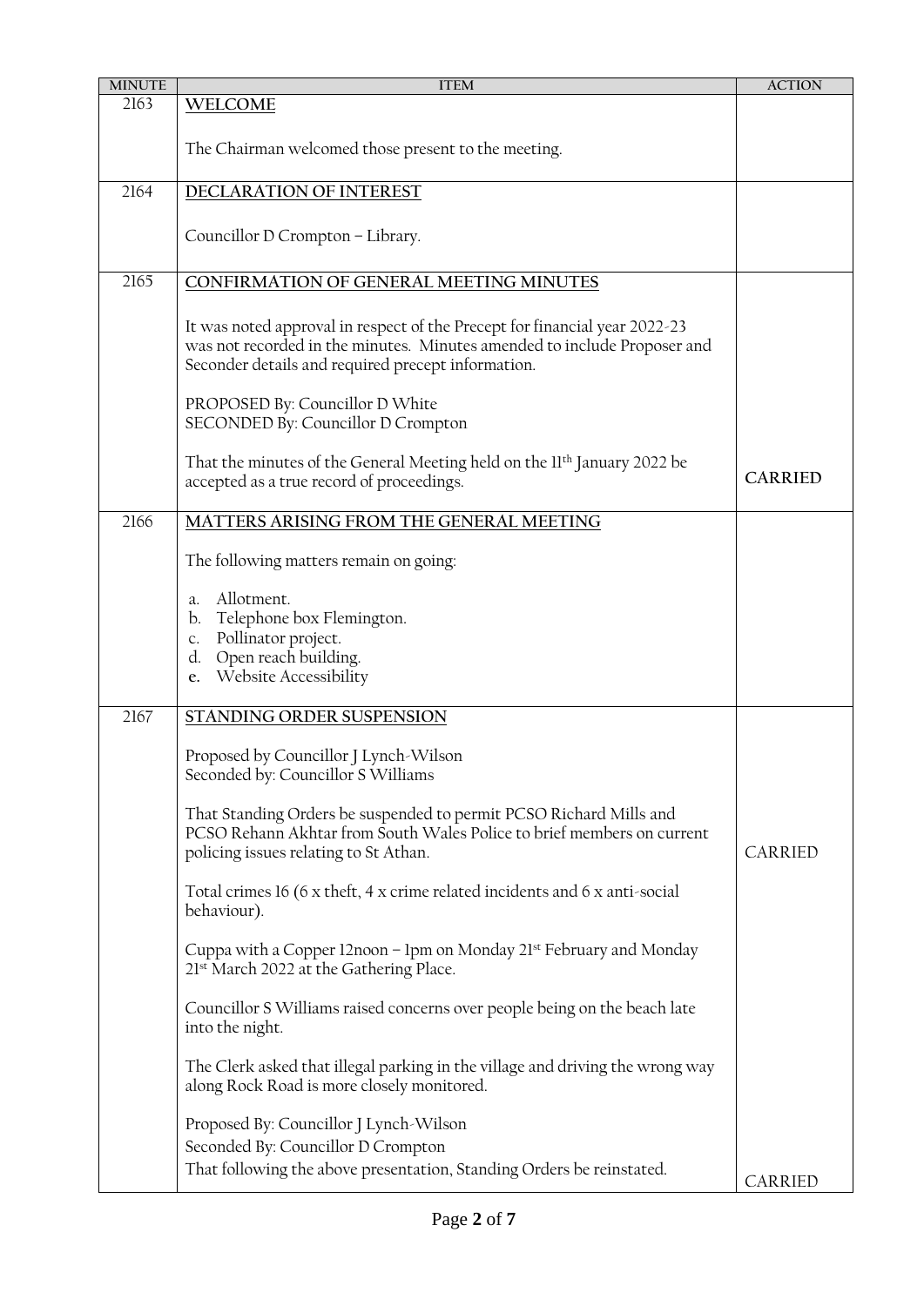| MINUTE | ITEM | ACTION |
|---|---|---|
| 2163 | **WELCOME**<br><br>The Chairman welcomed those present to the meeting. | |
| 2164 | **DECLARATION OF INTEREST**<br><br>Councillor D Crompton – Library. | |
| 2165 | **CONFIRMATION OF GENERAL MEETING MINUTES**<br><br>It was noted approval in respect of the Precept for financial year 2022-23 was not recorded in the minutes. Minutes amended to include Proposer and Seconder details and required precept information.<br><br>PROPOSED By: Councillor D White<br>SECONDED By: Councillor D Crompton<br><br>That the minutes of the General Meeting held on the 11th January 2022 be accepted as a true record of proceedings. | **CARRIED** |
| 2166 | **MATTERS ARISING FROM THE GENERAL MEETING**<br><br>The following matters remain on going:<br><br>a. Allotment.<br>b. Telephone box Flemington.<br>c. Pollinator project.<br>d. Open reach building.<br>e. Website Accessibility | |
| 2167 | **STANDING ORDER SUSPENSION**<br><br>Proposed by Councillor J Lynch-Wilson<br>Seconded by: Councillor S Williams<br><br>That Standing Orders be suspended to permit PCSO Richard Mills and PCSO Rehann Akhtar from South Wales Police to brief members on current policing issues relating to St Athan.<br><br>Total crimes 16 (6 x theft, 4 x crime related incidents and 6 x anti-social behaviour).<br><br>Cuppa with a Copper 12noon – 1pm on Monday 21st February and Monday 21st March 2022 at the Gathering Place.<br><br>Councillor S Williams raised concerns over people being on the beach late into the night.<br><br>The Clerk asked that illegal parking in the village and driving the wrong way along Rock Road is more closely monitored.<br><br>Proposed By: Councillor J Lynch-Wilson<br>Seconded By: Councillor D Crompton<br>That following the above presentation, Standing Orders be reinstated. | CARRIED<br><br>CARRIED |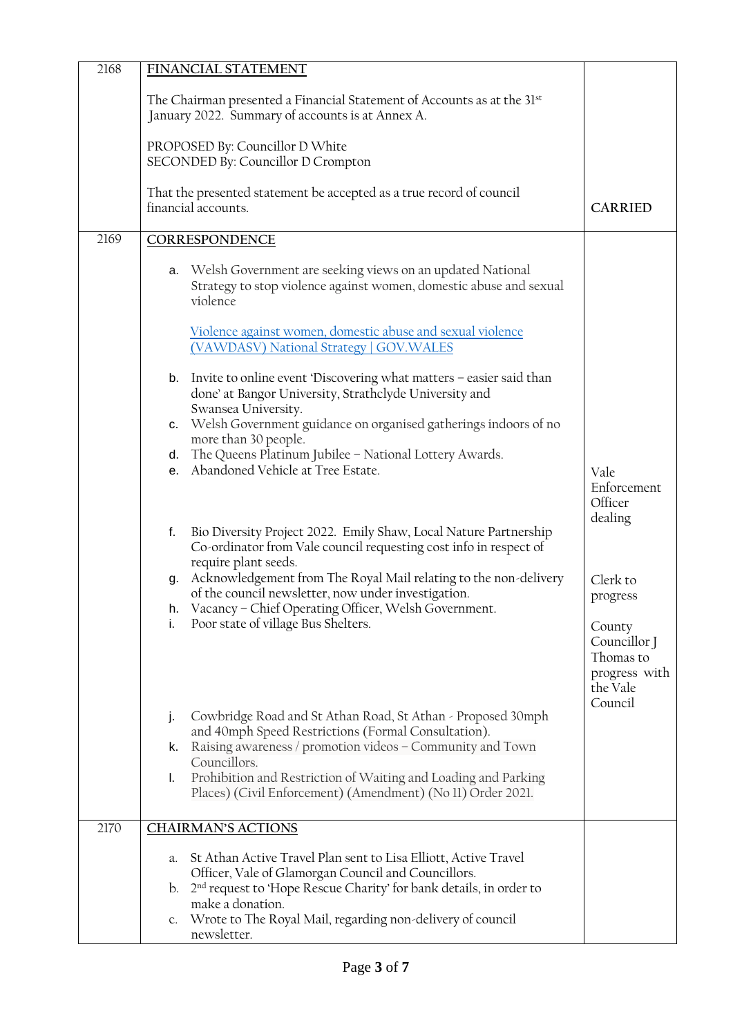| | | |
|---|---|---|
| 2168 | **FINANCIAL STATEMENT**<br><br>The Chairman presented a Financial Statement of Accounts as at the 31st January 2022. Summary of accounts is at Annex A.<br><br>PROPOSED By: Councillor D White<br>SECONDED By: Councillor D Crompton<br><br>That the presented statement be accepted as a true record of council financial accounts. | CARRIED |
| 2169 | **CORRESPONDENCE**<br><br>a. Welsh Government are seeking views on an updated National Strategy to stop violence against women, domestic abuse and sexual violence<br><br>[Violence against women, domestic abuse and sexual violence (VAWDASV) National Strategy \| GOV.WALES]<br><br>b. Invite to online event 'Discovering what matters – easier said than done' at Bangor University, Strathclyde University and Swansea University.<br>c. Welsh Government guidance on organised gatherings indoors of no more than 30 people.<br>d. The Queens Platinum Jubilee – National Lottery Awards.<br>e. Abandoned Vehicle at Tree Estate. | Vale Enforcement Officer dealing |
| | f. Bio Diversity Project 2022. Emily Shaw, Local Nature Partnership Co-ordinator from Vale council requesting cost info in respect of require plant seeds.<br>g. Acknowledgement from The Royal Mail relating to the non-delivery of the council newsletter, now under investigation. | Clerk to progress |
| | h. Vacancy – Chief Operating Officer, Welsh Government.<br>i. Poor state of village Bus Shelters. | County Councillor J Thomas to progress with the Vale Council |
| | j. Cowbridge Road and St Athan Road, St Athan - Proposed 30mph and 40mph Speed Restrictions (Formal Consultation).<br>k. Raising awareness / promotion videos – Community and Town Councillors.<br>l. Prohibition and Restriction of Waiting and Loading and Parking Places) (Civil Enforcement) (Amendment) (No 11) Order 2021. | |
| 2170 | **CHAIRMAN'S ACTIONS**<br><br>a. St Athan Active Travel Plan sent to Lisa Elliott, Active Travel Officer, Vale of Glamorgan Council and Councillors.<br>b. 2nd request to 'Hope Rescue Charity' for bank details, in order to make a donation.<br>c. Wrote to The Royal Mail, regarding non-delivery of council newsletter. | |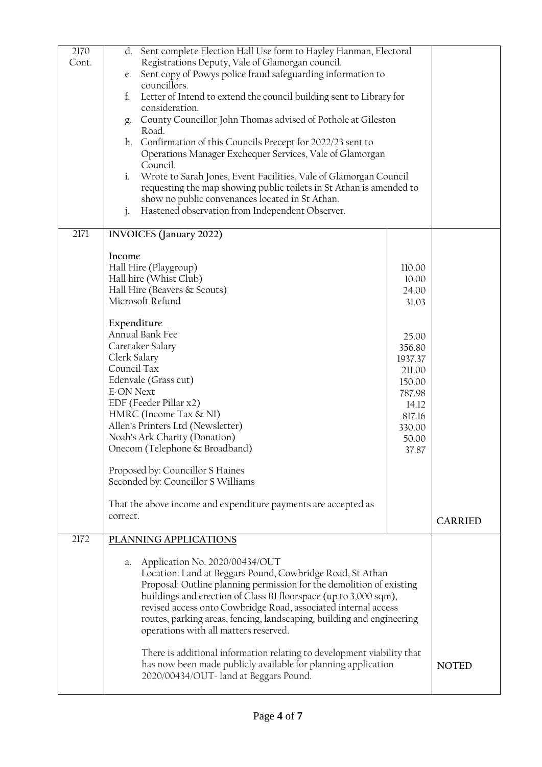| | | | |
|---|---|---|---|
| 2170 Cont. | d. Sent complete Election Hall Use form to Hayley Hanman, Electoral Registrations Deputy, Vale of Glamorgan council.<br>e. Sent copy of Powys police fraud safeguarding information to councillors.<br>f. Letter of Intend to extend the council building sent to Library for consideration.<br>g. County Councillor John Thomas advised of Pothole at Gileston Road.<br>h. Confirmation of this Councils Precept for 2022/23 sent to Operations Manager Exchequer Services, Vale of Glamorgan Council.<br>i. Wrote to Sarah Jones, Event Facilities, Vale of Glamorgan Council requesting the map showing public toilets in St Athan is amended to show no public convenances located in St Athan.<br>j. Hastened observation from Independent Observer. | | |
| 2171 | **INVOICES (January 2022)**<br><br>**Income**<br>Hall Hire (Playgroup)<br>Hall hire (Whist Club)<br>Hall Hire (Beavers & Scouts)<br>Microsoft Refund<br><br>**Expenditure**<br>Annual Bank Fee<br>Caretaker Salary<br>Clerk Salary<br>Council Tax<br>Edenvale (Grass cut)<br>E-ON Next<br>EDF (Feeder Pillar x2)<br>HMRC (Income Tax & NI)<br>Allen's Printers Ltd (Newsletter)<br>Noah's Ark Charity (Donation)<br>Onecom (Telephone & Broadband)<br><br>Proposed by: Councillor S Haines<br>Seconded by: Councillor S Williams<br><br>That the above income and expenditure payments are accepted as correct. | <br><br><br>110.00<br>10.00<br>24.00<br>31.03<br><br><br>25.00<br>356.80<br>1937.37<br>211.00<br>150.00<br>787.98<br>14.12<br>817.16<br>330.00<br>50.00<br>37.87 | **CARRIED** |
| 2172 | **PLANNING APPLICATIONS**<br><br>a. Application No. 2020/00434/OUT<br>Location: Land at Beggars Pound, Cowbridge Road, St Athan<br>Proposal: Outline planning permission for the demolition of existing buildings and erection of Class B1 floorspace (up to 3,000 sqm), revised access onto Cowbridge Road, associated internal access routes, parking areas, fencing, landscaping, building and engineering operations with all matters reserved.<br><br>There is additional information relating to development viability that has now been made publicly available for planning application 2020/00434/OUT- land at Beggars Pound. | | **NOTED** |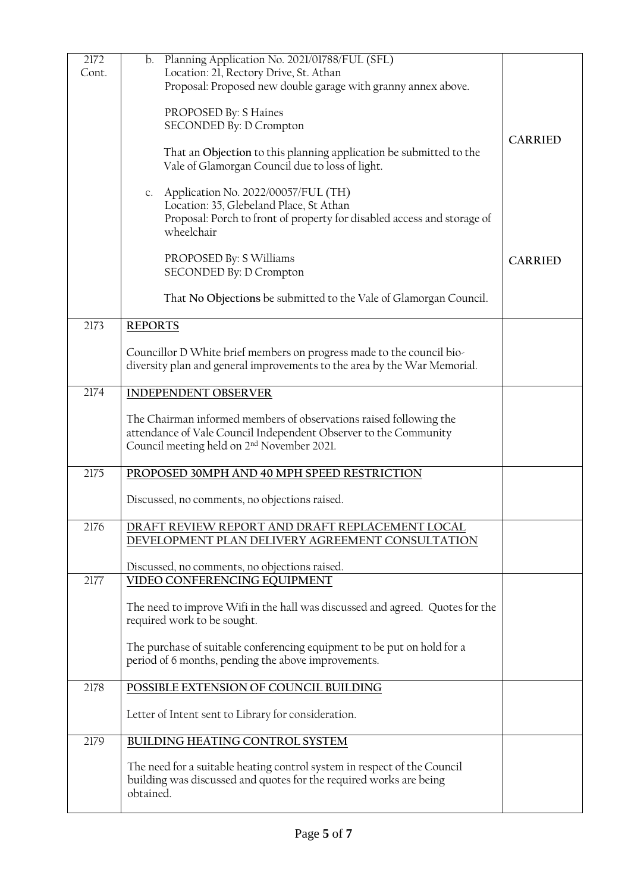| | | |
|---|---|---|
| 2172 Cont. | b. Planning Application No. 2021/01788/FUL (SFL)<br>Location: 21, Rectory Drive, St. Athan<br>Proposal: Proposed new double garage with granny annex above.<br><br>PROPOSED By: S Haines<br>SECONDED By: D Crompton<br><br>That an **Objection** to this planning application be submitted to the Vale of Glamorgan Council due to loss of light.<br><br>c. Application No. 2022/00057/FUL (TH)<br>Location: 35, Glebeland Place, St Athan<br>Proposal: Porch to front of property for disabled access and storage of wheelchair<br><br>PROPOSED By: S Williams<br>SECONDED By: D Crompton<br><br>That **No Objections** be submitted to the Vale of Glamorgan Council. | CARRIED<br><br><br><br><br><br><br><br>CARRIED |
| 2173 | **REPORTS**<br><br>Councillor D White brief members on progress made to the council bio-diversity plan and general improvements to the area by the War Memorial. | |
| 2174 | **INDEPENDENT OBSERVER**<br><br>The Chairman informed members of observations raised following the attendance of Vale Council Independent Observer to the Community Council meeting held on 2nd November 2021. | |
| 2175 | **PROPOSED 30MPH AND 40 MPH SPEED RESTRICTION**<br><br>Discussed, no comments, no objections raised. | |
| 2176 | **DRAFT REVIEW REPORT AND DRAFT REPLACEMENT LOCAL DEVELOPMENT PLAN DELIVERY AGREEMENT CONSULTATION**<br><br>Discussed, no comments, no objections raised. | |
| 2177 | **VIDEO CONFERENCING EQUIPMENT**<br><br>The need to improve Wifi in the hall was discussed and agreed. Quotes for the required work to be sought.<br><br>The purchase of suitable conferencing equipment to be put on hold for a period of 6 months, pending the above improvements. | |
| 2178 | **POSSIBLE EXTENSION OF COUNCIL BUILDING**<br><br>Letter of Intent sent to Library for consideration. | |
| 2179 | **BUILDING HEATING CONTROL SYSTEM**<br><br>The need for a suitable heating control system in respect of the Council building was discussed and quotes for the required works are being obtained. | |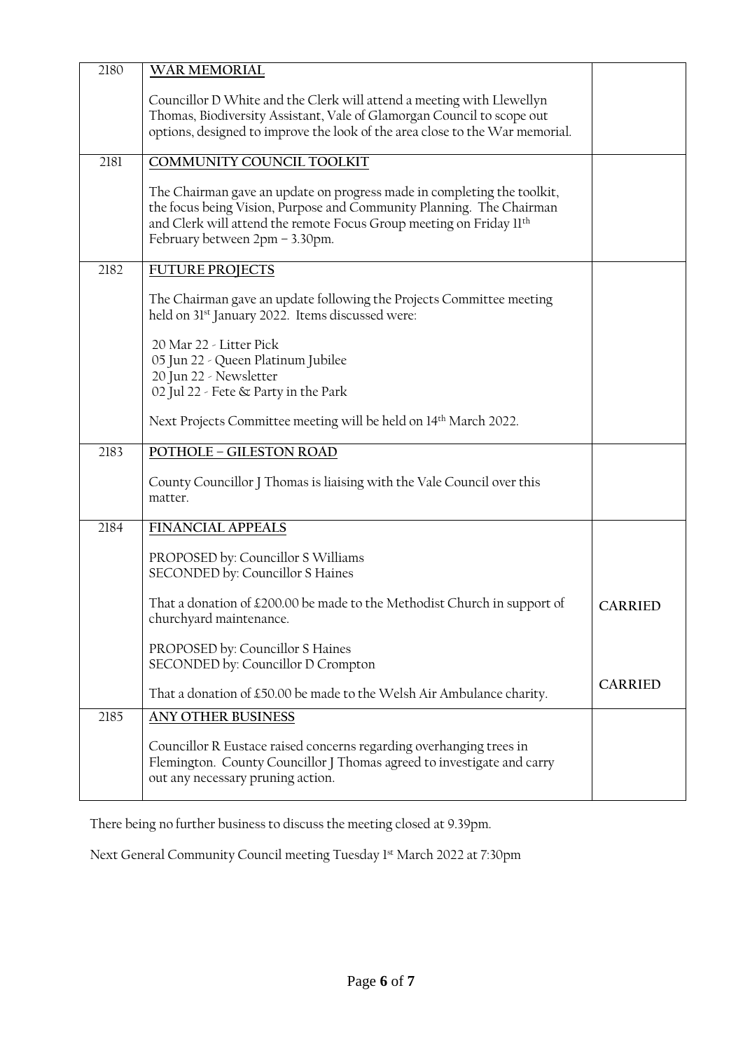| | | |
|---|---|---|
| 2180 | **WAR MEMORIAL**<br><br>Councillor D White and the Clerk will attend a meeting with Llewellyn Thomas, Biodiversity Assistant, Vale of Glamorgan Council to scope out options, designed to improve the look of the area close to the War memorial. | |
| 2181 | **COMMUNITY COUNCIL TOOLKIT**<br><br>The Chairman gave an update on progress made in completing the toolkit, the focus being Vision, Purpose and Community Planning. The Chairman and Clerk will attend the remote Focus Group meeting on Friday 11th February between 2pm – 3.30pm. | |
| 2182 | **FUTURE PROJECTS**<br><br>The Chairman gave an update following the Projects Committee meeting held on 31st January 2022. Items discussed were:<br><br>20 Mar 22 - Litter Pick<br>05 Jun 22 - Queen Platinum Jubilee<br>20 Jun 22 - Newsletter<br>02 Jul 22 - Fete & Party in the Park<br><br>Next Projects Committee meeting will be held on 14th March 2022. | |
| 2183 | **POTHOLE – GILESTON ROAD**<br><br>County Councillor J Thomas is liaising with the Vale Council over this matter. | |
| 2184 | **FINANCIAL APPEALS**<br><br>PROPOSED by: Councillor S Williams<br>SECONDED by: Councillor S Haines<br><br>That a donation of £200.00 be made to the Methodist Church in support of churchyard maintenance.<br><br>PROPOSED by: Councillor S Haines<br>SECONDED by: Councillor D Crompton<br><br>That a donation of £50.00 be made to the Welsh Air Ambulance charity. | **CARRIED**<br><br>**CARRIED** |
| 2185 | **ANY OTHER BUSINESS**<br><br>Councillor R Eustace raised concerns regarding overhanging trees in Flemington. County Councillor J Thomas agreed to investigate and carry out any necessary pruning action. | |

There being no further business to discuss the meeting closed at 9.39pm.

Next General Community Council meeting Tuesday 1st March 2022 at 7:30pm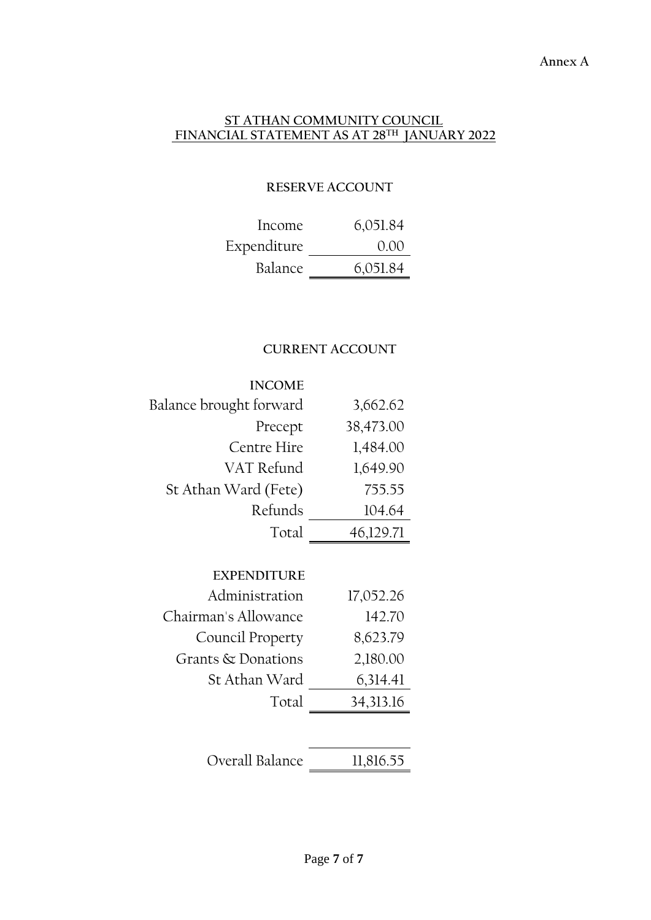Annex A

## ST ATHAN COMMUNITY COUNCIL
## FINANCIAL STATEMENT AS AT 28TH JANUARY 2022

### RESERVE ACCOUNT

| | |
|---|---|
| Income | 6,051.84 |
| Expenditure | 0.00 |
| Balance | 6,051.84 |

### CURRENT ACCOUNT

| | |
|---|---|
| **INCOME** | |
| Balance brought forward | 3,662.62 |
| Precept | 38,473.00 |
| Centre Hire | 1,484.00 |
| VAT Refund | 1,649.90 |
| St Athan Ward (Fete) | 755.55 |
| Refunds | 104.64 |
| Total | 46,129.71 |
| **EXPENDITURE** | |
| Administration | 17,052.26 |
| Chairman's Allowance | 142.70 |
| Council Property | 8,623.79 |
| Grants & Donations | 2,180.00 |
| St Athan Ward | 6,314.41 |
| Total | 34,313.16 |
| Overall Balance | 11,816.55 |